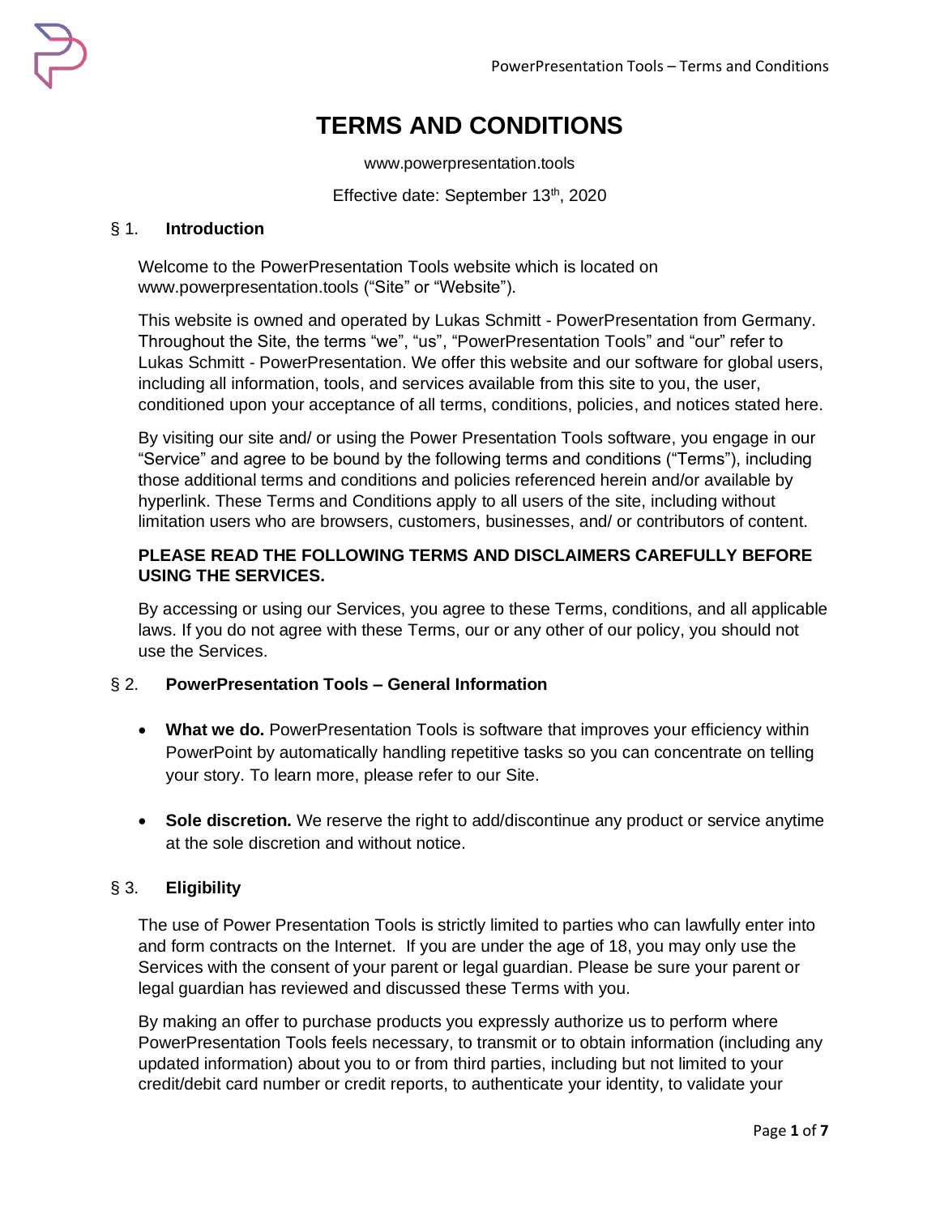# TERMS AND CONDITIONS

www.powerpresentation.tools

Effective date: September 13th, 2020

## § 1. Introduction

Welcome to the PowerPresentation Tools website which is located on www.powerpresentation.tools ("Site" or "Website").

This website is owned and operated by Lukas Schmitt - PowerPresentation from Germany. Throughout the Site, the terms "we", "us", "PowerPresentation Tools" and "our" refer to Lukas Schmitt - PowerPresentation. We offer this website and our software for global users, including all information, tools, and services available from this site to you, the user, conditioned upon your acceptance of all terms, conditions, policies, and notices stated here.

By visiting our site and/ or using the Power Presentation Tools software, you engage in our "Service" and agree to be bound by the following terms and conditions ("Terms"), including those additional terms and conditions and policies referenced herein and/or available by hyperlink. These Terms and Conditions apply to all users of the site, including without limitation users who are browsers, customers, businesses, and/ or contributors of content.

**PLEASE READ THE FOLLOWING TERMS AND DISCLAIMERS CAREFULLY BEFORE USING THE SERVICES.**

By accessing or using our Services, you agree to these Terms, conditions, and all applicable laws. If you do not agree with these Terms, our or any other of our policy, you should not use the Services.

## § 2. PowerPresentation Tools – General Information

- **What we do.** PowerPresentation Tools is software that improves your efficiency within PowerPoint by automatically handling repetitive tasks so you can concentrate on telling your story. To learn more, please refer to our Site.
- **Sole discretion.** We reserve the right to add/discontinue any product or service anytime at the sole discretion and without notice.

## § 3. Eligibility

The use of Power Presentation Tools is strictly limited to parties who can lawfully enter into and form contracts on the Internet. If you are under the age of 18, you may only use the Services with the consent of your parent or legal guardian. Please be sure your parent or legal guardian has reviewed and discussed these Terms with you.

By making an offer to purchase products you expressly authorize us to perform where PowerPresentation Tools feels necessary, to transmit or to obtain information (including any updated information) about you to or from third parties, including but not limited to your credit/debit card number or credit reports, to authenticate your identity, to validate your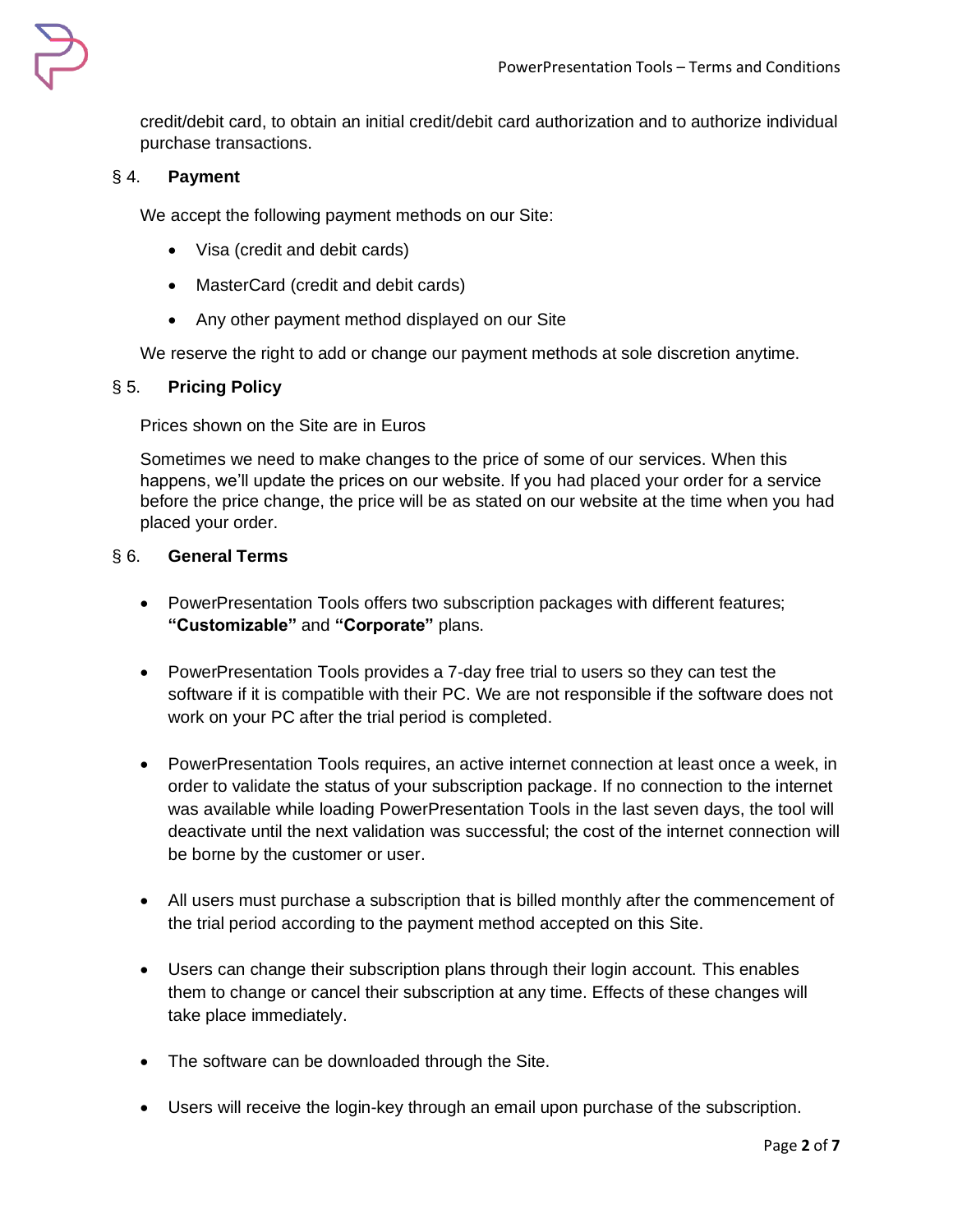credit/debit card, to obtain an initial credit/debit card authorization and to authorize individual purchase transactions.

## § 4. Payment

We accept the following payment methods on our Site:

- Visa (credit and debit cards)
- MasterCard (credit and debit cards)
- Any other payment method displayed on our Site

We reserve the right to add or change our payment methods at sole discretion anytime.

## § 5. Pricing Policy

Prices shown on the Site are in Euros

Sometimes we need to make changes to the price of some of our services. When this happens, we'll update the prices on our website. If you had placed your order for a service before the price change, the price will be as stated on our website at the time when you had placed your order.

## § 6. General Terms

- PowerPresentation Tools offers two subscription packages with different features; **"Customizable"** and **"Corporate"** plans.

- PowerPresentation Tools provides a 7-day free trial to users so they can test the software if it is compatible with their PC. We are not responsible if the software does not work on your PC after the trial period is completed.

- PowerPresentation Tools requires, an active internet connection at least once a week, in order to validate the status of your subscription package. If no connection to the internet was available while loading PowerPresentation Tools in the last seven days, the tool will deactivate until the next validation was successful; the cost of the internet connection will be borne by the customer or user.

- All users must purchase a subscription that is billed monthly after the commencement of the trial period according to the payment method accepted on this Site.

- Users can change their subscription plans through their login account. This enables them to change or cancel their subscription at any time. Effects of these changes will take place immediately.

- The software can be downloaded through the Site.

- Users will receive the login-key through an email upon purchase of the subscription.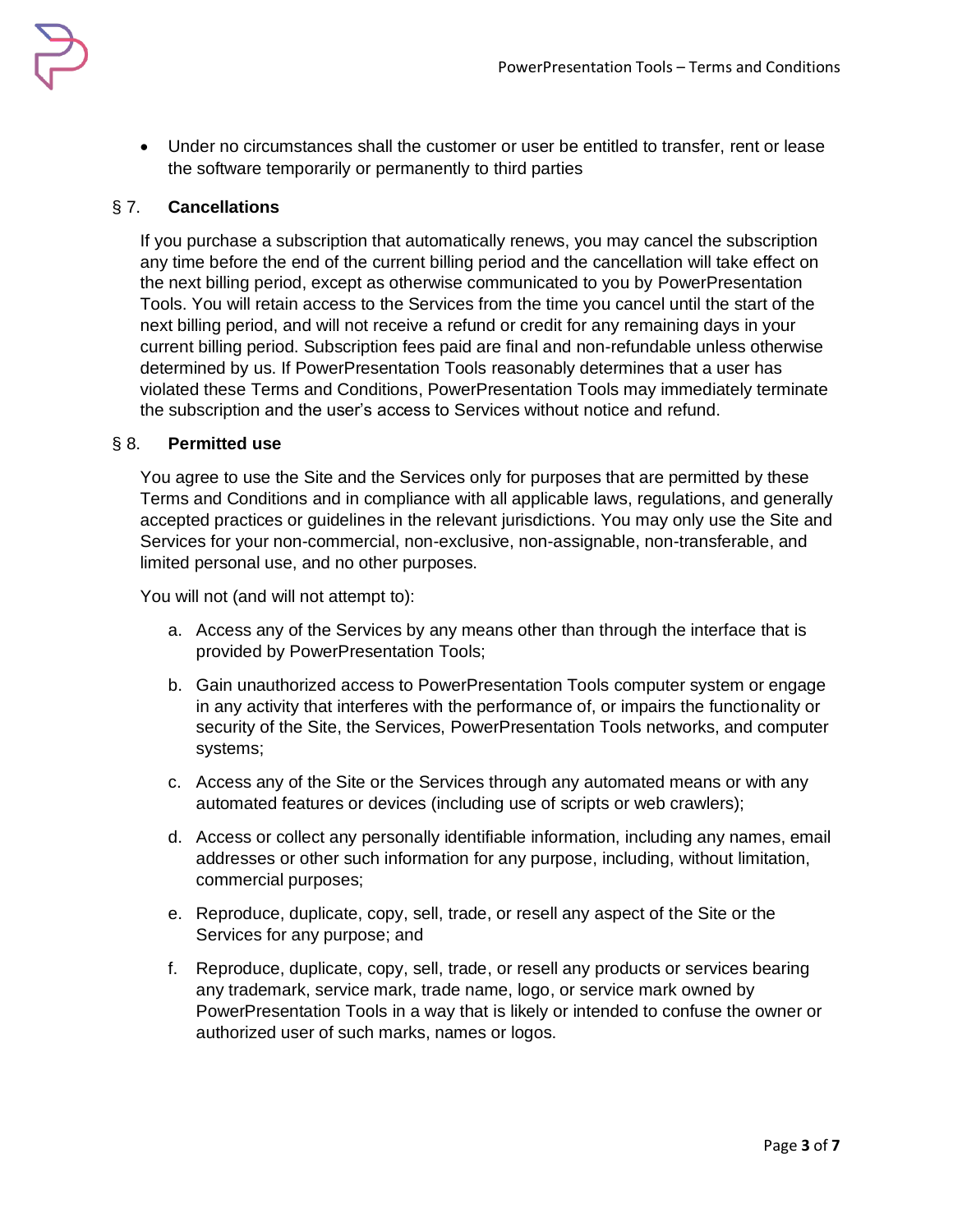- Under no circumstances shall the customer or user be entitled to transfer, rent or lease the software temporarily or permanently to third parties

## § 7. Cancellations

If you purchase a subscription that automatically renews, you may cancel the subscription any time before the end of the current billing period and the cancellation will take effect on the next billing period, except as otherwise communicated to you by PowerPresentation Tools. You will retain access to the Services from the time you cancel until the start of the next billing period, and will not receive a refund or credit for any remaining days in your current billing period. Subscription fees paid are final and non-refundable unless otherwise determined by us. If PowerPresentation Tools reasonably determines that a user has violated these Terms and Conditions, PowerPresentation Tools may immediately terminate the subscription and the user's access to Services without notice and refund.

## § 8. Permitted use

You agree to use the Site and the Services only for purposes that are permitted by these Terms and Conditions and in compliance with all applicable laws, regulations, and generally accepted practices or guidelines in the relevant jurisdictions. You may only use the Site and Services for your non-commercial, non-exclusive, non-assignable, non-transferable, and limited personal use, and no other purposes.

You will not (and will not attempt to):

a. Access any of the Services by any means other than through the interface that is provided by PowerPresentation Tools;

b. Gain unauthorized access to PowerPresentation Tools computer system or engage in any activity that interferes with the performance of, or impairs the functionality or security of the Site, the Services, PowerPresentation Tools networks, and computer systems;

c. Access any of the Site or the Services through any automated means or with any automated features or devices (including use of scripts or web crawlers);

d. Access or collect any personally identifiable information, including any names, email addresses or other such information for any purpose, including, without limitation, commercial purposes;

e. Reproduce, duplicate, copy, sell, trade, or resell any aspect of the Site or the Services for any purpose; and

f. Reproduce, duplicate, copy, sell, trade, or resell any products or services bearing any trademark, service mark, trade name, logo, or service mark owned by PowerPresentation Tools in a way that is likely or intended to confuse the owner or authorized user of such marks, names or logos.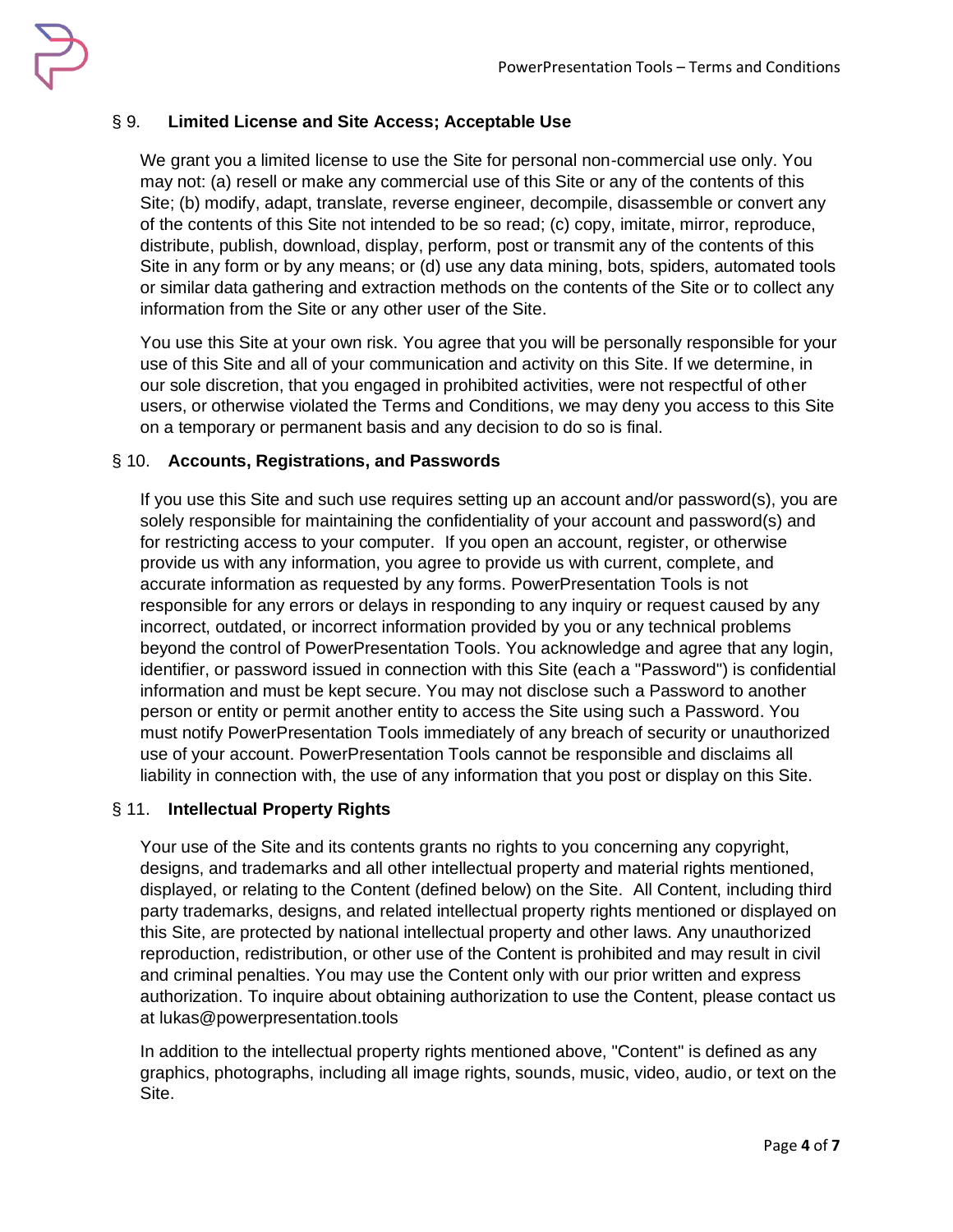## § 9. Limited License and Site Access; Acceptable Use

We grant you a limited license to use the Site for personal non-commercial use only. You may not: (a) resell or make any commercial use of this Site or any of the contents of this Site; (b) modify, adapt, translate, reverse engineer, decompile, disassemble or convert any of the contents of this Site not intended to be so read; (c) copy, imitate, mirror, reproduce, distribute, publish, download, display, perform, post or transmit any of the contents of this Site in any form or by any means; or (d) use any data mining, bots, spiders, automated tools or similar data gathering and extraction methods on the contents of the Site or to collect any information from the Site or any other user of the Site.

You use this Site at your own risk. You agree that you will be personally responsible for your use of this Site and all of your communication and activity on this Site. If we determine, in our sole discretion, that you engaged in prohibited activities, were not respectful of other users, or otherwise violated the Terms and Conditions, we may deny you access to this Site on a temporary or permanent basis and any decision to do so is final.

## § 10. Accounts, Registrations, and Passwords

If you use this Site and such use requires setting up an account and/or password(s), you are solely responsible for maintaining the confidentiality of your account and password(s) and for restricting access to your computer. If you open an account, register, or otherwise provide us with any information, you agree to provide us with current, complete, and accurate information as requested by any forms. PowerPresentation Tools is not responsible for any errors or delays in responding to any inquiry or request caused by any incorrect, outdated, or incorrect information provided by you or any technical problems beyond the control of PowerPresentation Tools. You acknowledge and agree that any login, identifier, or password issued in connection with this Site (each a "Password") is confidential information and must be kept secure. You may not disclose such a Password to another person or entity or permit another entity to access the Site using such a Password. You must notify PowerPresentation Tools immediately of any breach of security or unauthorized use of your account. PowerPresentation Tools cannot be responsible and disclaims all liability in connection with, the use of any information that you post or display on this Site.

## § 11. Intellectual Property Rights

Your use of the Site and its contents grants no rights to you concerning any copyright, designs, and trademarks and all other intellectual property and material rights mentioned, displayed, or relating to the Content (defined below) on the Site. All Content, including third party trademarks, designs, and related intellectual property rights mentioned or displayed on this Site, are protected by national intellectual property and other laws. Any unauthorized reproduction, redistribution, or other use of the Content is prohibited and may result in civil and criminal penalties. You may use the Content only with our prior written and express authorization. To inquire about obtaining authorization to use the Content, please contact us at lukas@powerpresentation.tools

In addition to the intellectual property rights mentioned above, "Content" is defined as any graphics, photographs, including all image rights, sounds, music, video, audio, or text on the Site.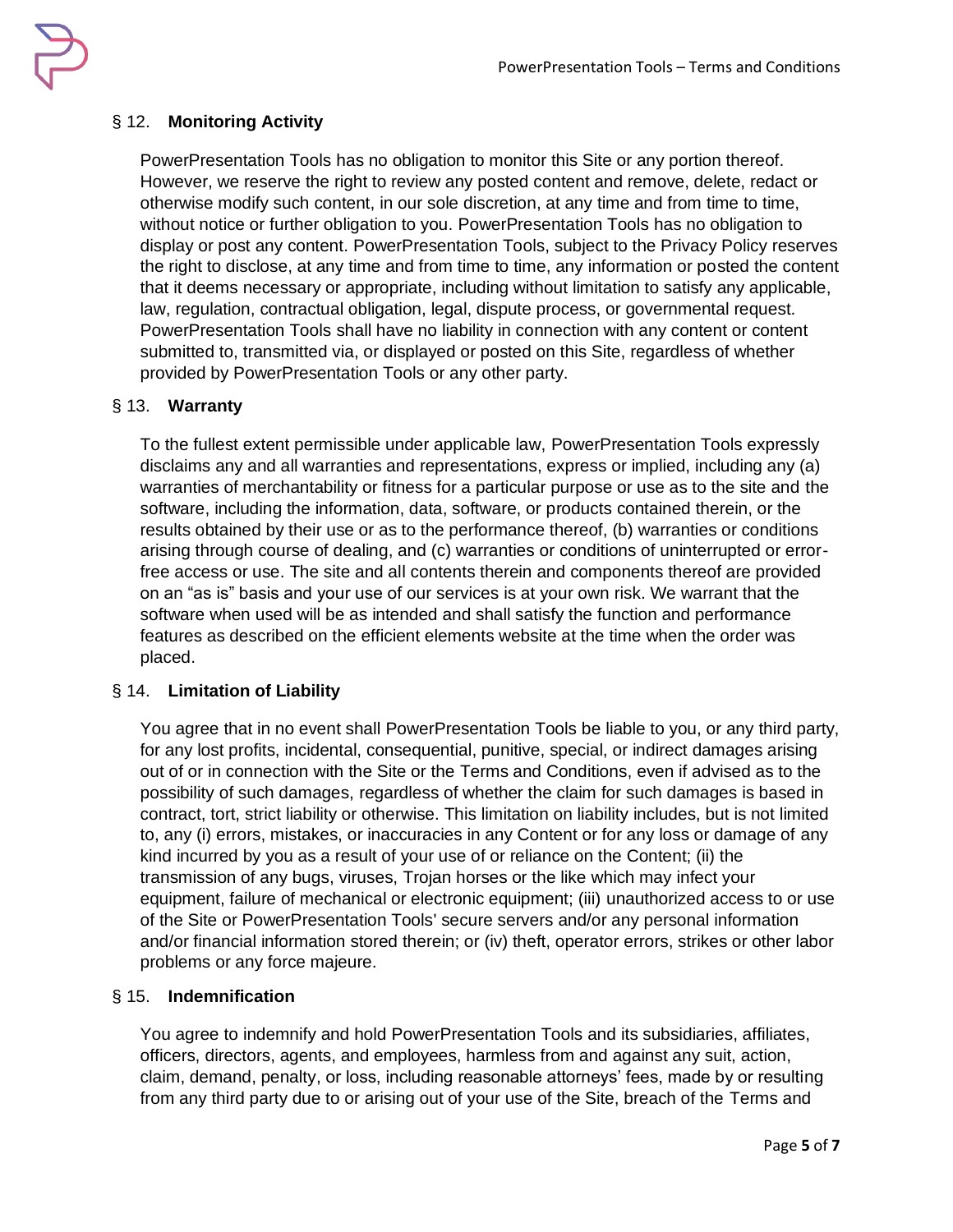## § 12. Monitoring Activity

PowerPresentation Tools has no obligation to monitor this Site or any portion thereof. However, we reserve the right to review any posted content and remove, delete, redact or otherwise modify such content, in our sole discretion, at any time and from time to time, without notice or further obligation to you. PowerPresentation Tools has no obligation to display or post any content. PowerPresentation Tools, subject to the Privacy Policy reserves the right to disclose, at any time and from time to time, any information or posted the content that it deems necessary or appropriate, including without limitation to satisfy any applicable, law, regulation, contractual obligation, legal, dispute process, or governmental request. PowerPresentation Tools shall have no liability in connection with any content or content submitted to, transmitted via, or displayed or posted on this Site, regardless of whether provided by PowerPresentation Tools or any other party.

## § 13. Warranty

To the fullest extent permissible under applicable law, PowerPresentation Tools expressly disclaims any and all warranties and representations, express or implied, including any (a) warranties of merchantability or fitness for a particular purpose or use as to the site and the software, including the information, data, software, or products contained therein, or the results obtained by their use or as to the performance thereof, (b) warranties or conditions arising through course of dealing, and (c) warranties or conditions of uninterrupted or error-free access or use. The site and all contents therein and components thereof are provided on an "as is" basis and your use of our services is at your own risk. We warrant that the software when used will be as intended and shall satisfy the function and performance features as described on the efficient elements website at the time when the order was placed.

## § 14. Limitation of Liability

You agree that in no event shall PowerPresentation Tools be liable to you, or any third party, for any lost profits, incidental, consequential, punitive, special, or indirect damages arising out of or in connection with the Site or the Terms and Conditions, even if advised as to the possibility of such damages, regardless of whether the claim for such damages is based in contract, tort, strict liability or otherwise. This limitation on liability includes, but is not limited to, any (i) errors, mistakes, or inaccuracies in any Content or for any loss or damage of any kind incurred by you as a result of your use of or reliance on the Content; (ii) the transmission of any bugs, viruses, Trojan horses or the like which may infect your equipment, failure of mechanical or electronic equipment; (iii) unauthorized access to or use of the Site or PowerPresentation Tools' secure servers and/or any personal information and/or financial information stored therein; or (iv) theft, operator errors, strikes or other labor problems or any force majeure.

## § 15. Indemnification

You agree to indemnify and hold PowerPresentation Tools and its subsidiaries, affiliates, officers, directors, agents, and employees, harmless from and against any suit, action, claim, demand, penalty, or loss, including reasonable attorneys' fees, made by or resulting from any third party due to or arising out of your use of the Site, breach of the Terms and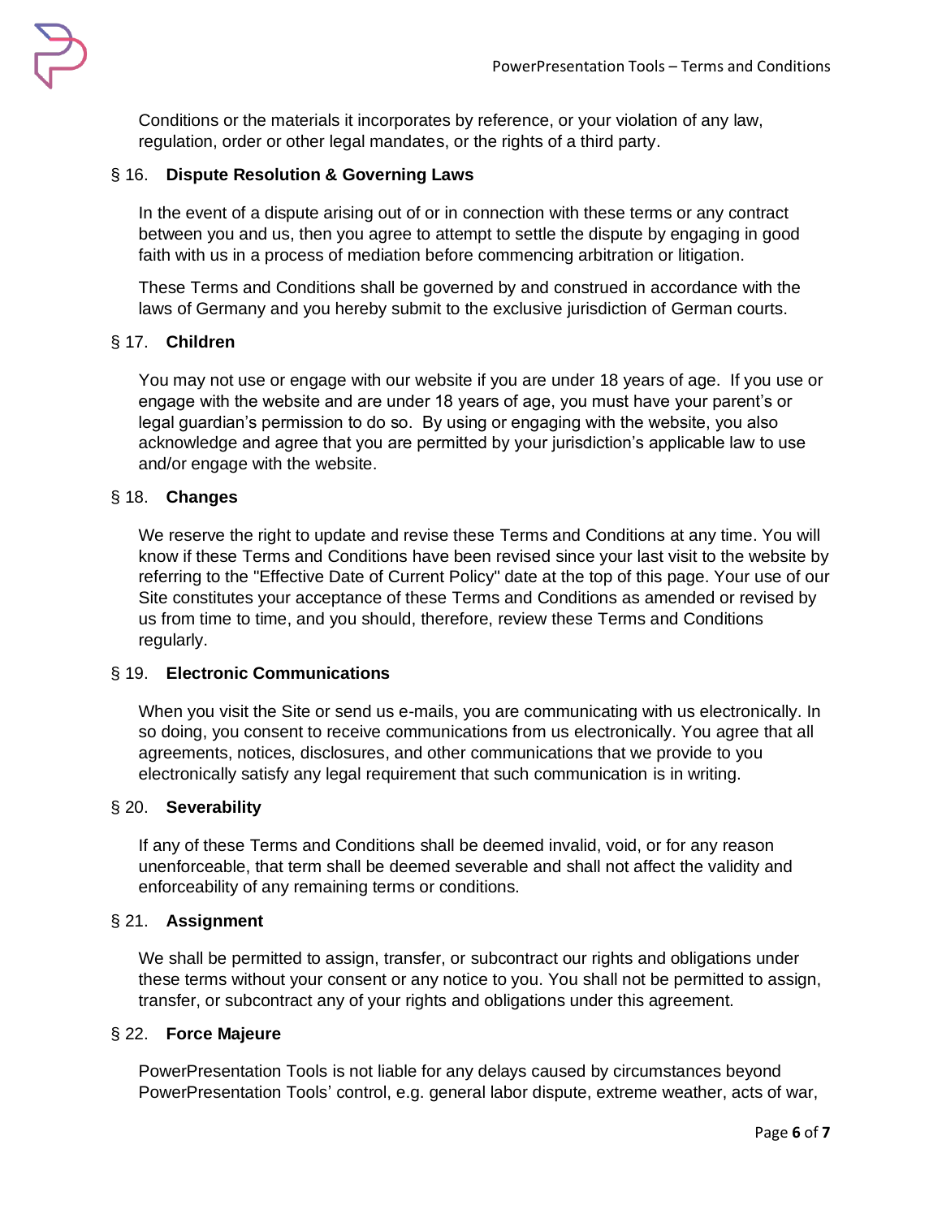Conditions or the materials it incorporates by reference, or your violation of any law, regulation, order or other legal mandates, or the rights of a third party.

## § 16. Dispute Resolution & Governing Laws

In the event of a dispute arising out of or in connection with these terms or any contract between you and us, then you agree to attempt to settle the dispute by engaging in good faith with us in a process of mediation before commencing arbitration or litigation.

These Terms and Conditions shall be governed by and construed in accordance with the laws of Germany and you hereby submit to the exclusive jurisdiction of German courts.

## § 17. Children

You may not use or engage with our website if you are under 18 years of age. If you use or engage with the website and are under 18 years of age, you must have your parent's or legal guardian's permission to do so. By using or engaging with the website, you also acknowledge and agree that you are permitted by your jurisdiction's applicable law to use and/or engage with the website.

## § 18. Changes

We reserve the right to update and revise these Terms and Conditions at any time. You will know if these Terms and Conditions have been revised since your last visit to the website by referring to the "Effective Date of Current Policy" date at the top of this page. Your use of our Site constitutes your acceptance of these Terms and Conditions as amended or revised by us from time to time, and you should, therefore, review these Terms and Conditions regularly.

## § 19. Electronic Communications

When you visit the Site or send us e-mails, you are communicating with us electronically. In so doing, you consent to receive communications from us electronically. You agree that all agreements, notices, disclosures, and other communications that we provide to you electronically satisfy any legal requirement that such communication is in writing.

## § 20. Severability

If any of these Terms and Conditions shall be deemed invalid, void, or for any reason unenforceable, that term shall be deemed severable and shall not affect the validity and enforceability of any remaining terms or conditions.

## § 21. Assignment

We shall be permitted to assign, transfer, or subcontract our rights and obligations under these terms without your consent or any notice to you. You shall not be permitted to assign, transfer, or subcontract any of your rights and obligations under this agreement.

## § 22. Force Majeure

PowerPresentation Tools is not liable for any delays caused by circumstances beyond PowerPresentation Tools' control, e.g. general labor dispute, extreme weather, acts of war,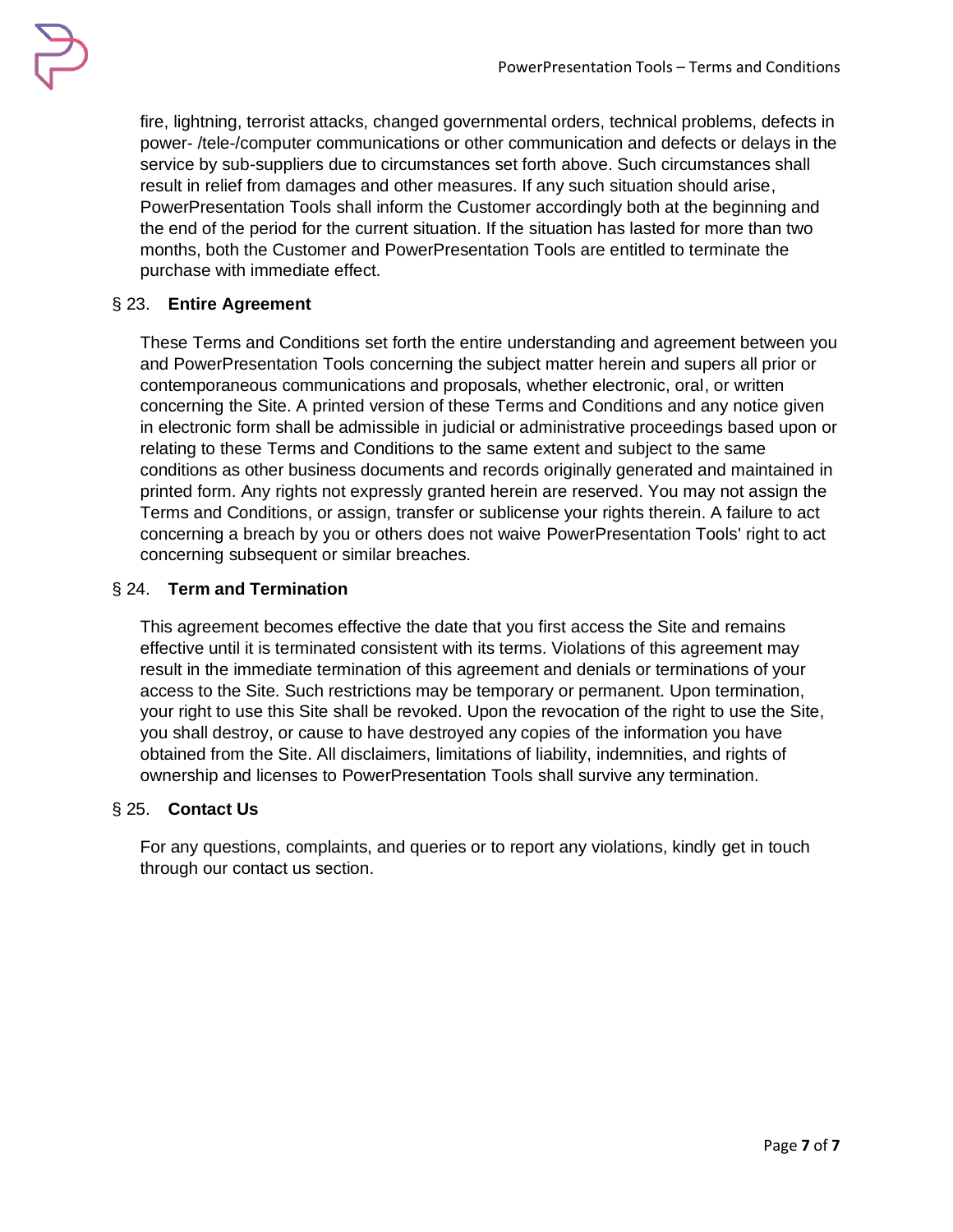fire, lightning, terrorist attacks, changed governmental orders, technical problems, defects in power- /tele-/computer communications or other communication and defects or delays in the service by sub-suppliers due to circumstances set forth above. Such circumstances shall result in relief from damages and other measures. If any such situation should arise, PowerPresentation Tools shall inform the Customer accordingly both at the beginning and the end of the period for the current situation. If the situation has lasted for more than two months, both the Customer and PowerPresentation Tools are entitled to terminate the purchase with immediate effect.

## § 23. Entire Agreement

These Terms and Conditions set forth the entire understanding and agreement between you and PowerPresentation Tools concerning the subject matter herein and supers all prior or contemporaneous communications and proposals, whether electronic, oral, or written concerning the Site. A printed version of these Terms and Conditions and any notice given in electronic form shall be admissible in judicial or administrative proceedings based upon or relating to these Terms and Conditions to the same extent and subject to the same conditions as other business documents and records originally generated and maintained in printed form. Any rights not expressly granted herein are reserved. You may not assign the Terms and Conditions, or assign, transfer or sublicense your rights therein. A failure to act concerning a breach by you or others does not waive PowerPresentation Tools' right to act concerning subsequent or similar breaches.

## § 24. Term and Termination

This agreement becomes effective the date that you first access the Site and remains effective until it is terminated consistent with its terms. Violations of this agreement may result in the immediate termination of this agreement and denials or terminations of your access to the Site. Such restrictions may be temporary or permanent. Upon termination, your right to use this Site shall be revoked. Upon the revocation of the right to use the Site, you shall destroy, or cause to have destroyed any copies of the information you have obtained from the Site. All disclaimers, limitations of liability, indemnities, and rights of ownership and licenses to PowerPresentation Tools shall survive any termination.

## § 25. Contact Us

For any questions, complaints, and queries or to report any violations, kindly get in touch through our contact us section.